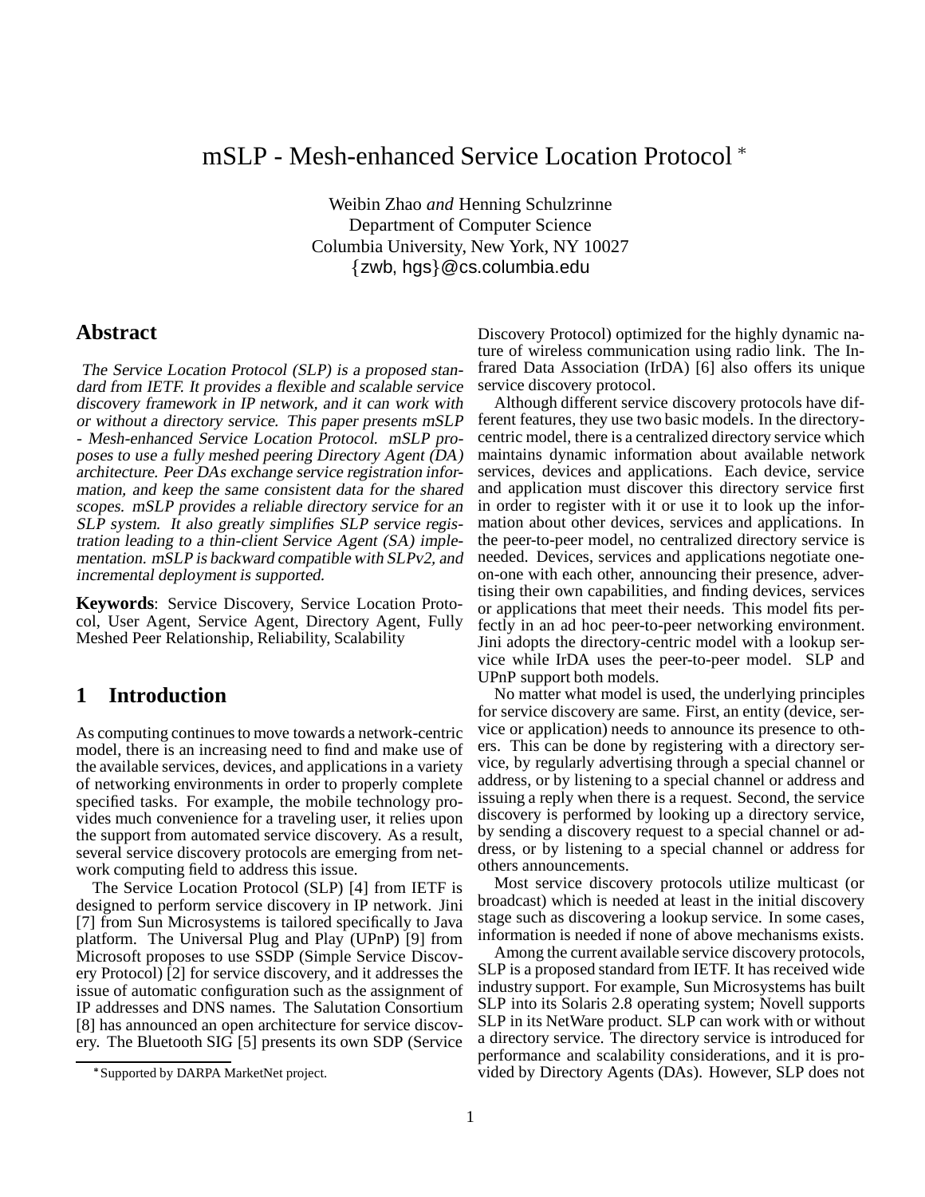#	mSLP - Mesh-enhanced Service Location Protocol *

Weibin Zhao *and* Henning Schulzrinne
Department of Computer Science
Columbia University, New York, NY 10027
{zwb, hgs}@cs.columbia.edu

## Abstract

*The Service Location Protocol (SLP) is a proposed standard from IETF. It provides a flexible and scalable service discovery framework in IP network, and it can work with or without a directory service. This paper presents mSLP - Mesh-enhanced Service Location Protocol. mSLP proposes to use a fully meshed peering Directory Agent (DA) architecture. Peer DAs exchange service registration information, and keep the same consistent data for the shared scopes. mSLP provides a reliable directory service for an SLP system. It also greatly simplifies SLP service registration leading to a thin-client Service Agent (SA) implementation. mSLP is backward compatible with SLPv2, and incremental deployment is supported.*

**Keywords**: Service Discovery, Service Location Protocol, User Agent, Service Agent, Directory Agent, Fully Meshed Peer Relationship, Reliability, Scalability

## 1 Introduction

As computing continues to move towards a network-centric model, there is an increasing need to find and make use of the available services, devices, and applications in a variety of networking environments in order to properly complete specified tasks. For example, the mobile technology provides much convenience for a traveling user, it relies upon the support from automated service discovery. As a result, several service discovery protocols are emerging from network computing field to address this issue.

The Service Location Protocol (SLP) [4] from IETF is designed to perform service discovery in IP network. Jini [7] from Sun Microsystems is tailored specifically to Java platform. The Universal Plug and Play (UPnP) [9] from Microsoft proposes to use SSDP (Simple Service Discovery Protocol) [2] for service discovery, and it addresses the issue of automatic configuration such as the assignment of IP addresses and DNS names. The Salutation Consortium [8] has announced an open architecture for service discovery. The Bluetooth SIG [5] presents its own SDP (Service Discovery Protocol) optimized for the highly dynamic nature of wireless communication using radio link. The Infrared Data Association (IrDA) [6] also offers its unique service discovery protocol.

Although different service discovery protocols have different features, they use two basic models. In the directory-centric model, there is a centralized directory service which maintains dynamic information about available network services, devices and applications. Each device, service and application must discover this directory service first in order to register with it or use it to look up the information about other devices, services and applications. In the peer-to-peer model, no centralized directory service is needed. Devices, services and applications negotiate one-on-one with each other, announcing their presence, advertising their own capabilities, and finding devices, services or applications that meet their needs. This model fits perfectly in an ad hoc peer-to-peer networking environment. Jini adopts the directory-centric model with a lookup service while IrDA uses the peer-to-peer model. SLP and UPnP support both models.

No matter what model is used, the underlying principles for service discovery are same. First, an entity (device, service or application) needs to announce its presence to others. This can be done by registering with a directory service, by regularly advertising through a special channel or address, or by listening to a special channel or address and issuing a reply when there is a request. Second, the service discovery is performed by looking up a directory service, by sending a discovery request to a special channel or address, or by listening to a special channel or address for others announcements.

Most service discovery protocols utilize multicast (or broadcast) which is needed at least in the initial discovery stage such as discovering a lookup service. In some cases, information is needed if none of above mechanisms exists.

Among the current available service discovery protocols, SLP is a proposed standard from IETF. It has received wide industry support. For example, Sun Microsystems has built SLP into its Solaris 2.8 operating system; Novell supports SLP in its NetWare product. SLP can work with or without a directory service. The directory service is introduced for performance and scalability considerations, and it is provided by Directory Agents (DAs). However, SLP does not

* Supported by DARPA MarketNet project.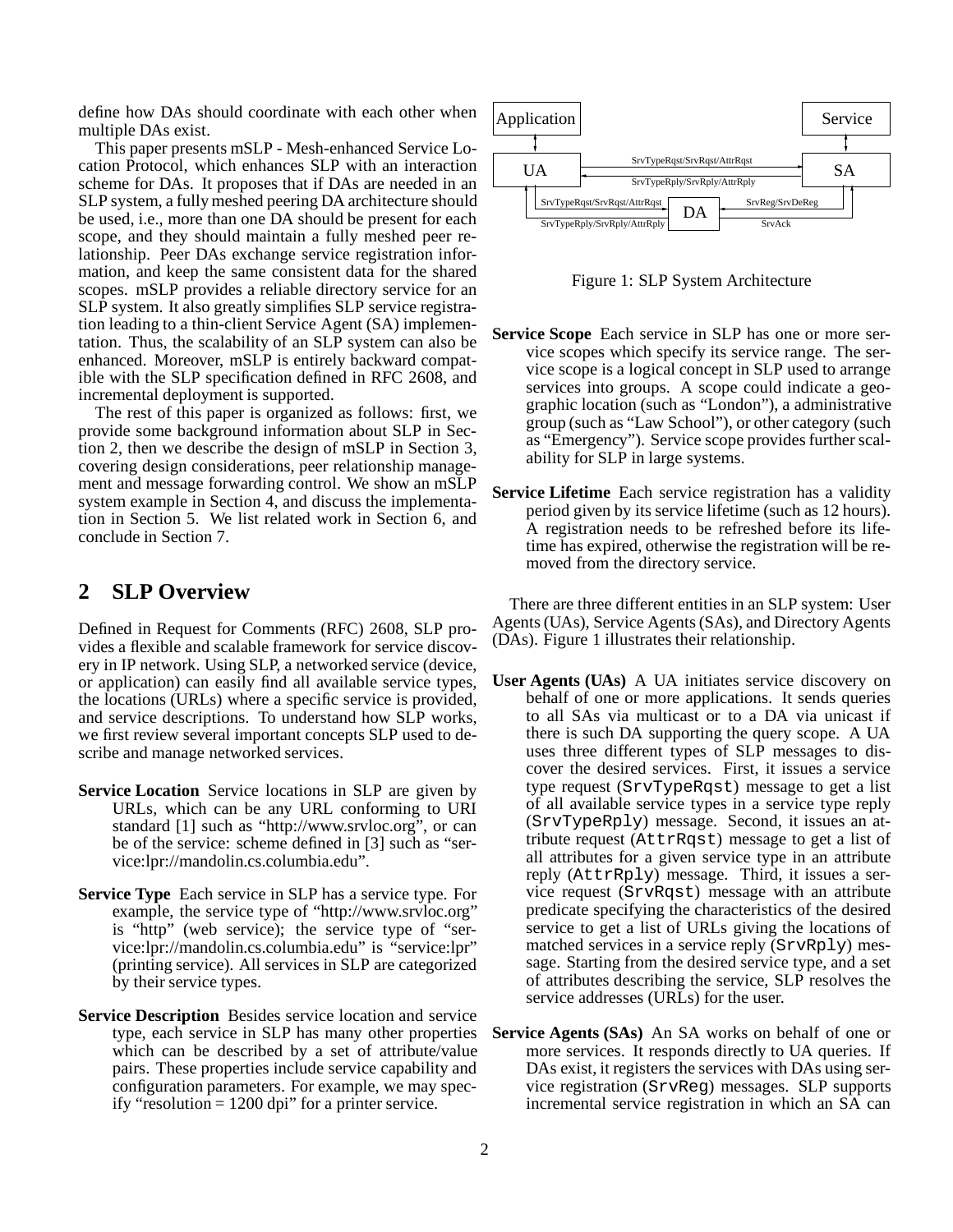define how DAs should coordinate with each other when multiple DAs exist.

This paper presents mSLP - Mesh-enhanced Service Location Protocol, which enhances SLP with an interaction scheme for DAs. It proposes that if DAs are needed in an SLP system, a fully meshed peering DA architecture should be used, i.e., more than one DA should be present for each scope, and they should maintain a fully meshed peer relationship. Peer DAs exchange service registration information, and keep the same consistent data for the shared scopes. mSLP provides a reliable directory service for an SLP system. It also greatly simplifies SLP service registration leading to a thin-client Service Agent (SA) implementation. Thus, the scalability of an SLP system can also be enhanced. Moreover, mSLP is entirely backward compatible with the SLP specification defined in RFC 2608, and incremental deployment is supported.

The rest of this paper is organized as follows: first, we provide some background information about SLP in Section 2, then we describe the design of mSLP in Section 3, covering design considerations, peer relationship management and message forwarding control. We show an mSLP system example in Section 4, and discuss the implementation in Section 5. We list related work in Section 6, and conclude in Section 7.

## 2 SLP Overview

Defined in Request for Comments (RFC) 2608, SLP provides a flexible and scalable framework for service discovery in IP network. Using SLP, a networked service (device, or application) can easily find all available service types, the locations (URLs) where a specific service is provided, and service descriptions. To understand how SLP works, we first review several important concepts SLP used to describe and manage networked services.

**Service Location** Service locations in SLP are given by URLs, which can be any URL conforming to URI standard [1] such as "http://www.srvloc.org", or can be of the service: scheme defined in [3] such as "service:lpr://mandolin.cs.columbia.edu".

**Service Type** Each service in SLP has a service type. For example, the service type of "http://www.srvloc.org" is "http" (web service); the service type of "service:lpr://mandolin.cs.columbia.edu" is "service:lpr" (printing service). All services in SLP are categorized by their service types.

**Service Description** Besides service location and service type, each service in SLP has many other properties which can be described by a set of attribute/value pairs. These properties include service capability and configuration parameters. For example, we may specify "resolution = 1200 dpi" for a printer service.

Application — Service — UA — SA — DA
SrvTypeRqst/SrvRqst/AttrRqst
SrvTypeRply/SrvRply/AttrRply
SrvReg/SrvDeReg
SrvAck

Figure 1: SLP System Architecture

**Service Scope** Each service in SLP has one or more service scopes which specify its service range. The service scope is a logical concept in SLP used to arrange services into groups. A scope could indicate a geographic location (such as "London"), a administrative group (such as "Law School"), or other category (such as "Emergency"). Service scope provides further scalability for SLP in large systems.

**Service Lifetime** Each service registration has a validity period given by its service lifetime (such as 12 hours). A registration needs to be refreshed before its lifetime has expired, otherwise the registration will be removed from the directory service.

There are three different entities in an SLP system: User Agents (UAs), Service Agents (SAs), and Directory Agents (DAs). Figure 1 illustrates their relationship.

**User Agents (UAs)** A UA initiates service discovery on behalf of one or more applications. It sends queries to all SAs via multicast or to a DA via unicast if there is such DA supporting the query scope. A UA uses three different types of SLP messages to discover the desired services. First, it issues a service type request (`SrvTypeRqst`) message to get a list of all available service types in a service type reply (`SrvTypeRply`) message. Second, it issues an attribute request (`AttrRqst`) message to get a list of all attributes for a given service type in an attribute reply (`AttrRply`) message. Third, it issues a service request (`SrvRqst`) message with an attribute predicate specifying the characteristics of the desired service to get a list of URLs giving the locations of matched services in a service reply (`SrvRply`) message. Starting from the desired service type, and a set of attributes describing the service, SLP resolves the service addresses (URLs) for the user.

**Service Agents (SAs)** An SA works on behalf of one or more services. It responds directly to UA queries. If DAs exist, it registers the services with DAs using service registration (`SrvReg`) messages. SLP supports incremental service registration in which an SA can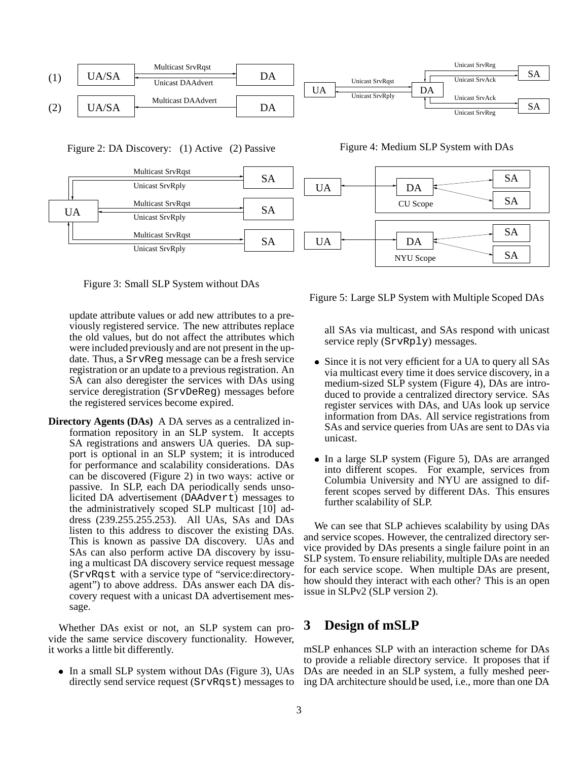Figure 2: DA Discovery: (1) Active (2) Passive

Figure 4: Medium SLP System with DAs

Figure 3: Small SLP System without DAs

Figure 5: Large SLP System with Multiple Scoped DAs

update attribute values or add new attributes to a previously registered service. The new attributes replace the old values, but do not affect the attributes which were included previously and are not present in the update. Thus, a `SrvReg` message can be a fresh service registration or an update to a previous registration. An SA can also deregister the services with DAs using service deregistration (`SrvDeReg`) messages before the registered services become expired.

**Directory Agents (DAs)** A DA serves as a centralized information repository in an SLP system. It accepts SA registrations and answers UA queries. DA support is optional in an SLP system; it is introduced for performance and scalability considerations. DAs can be discovered (Figure 2) in two ways: active or passive. In SLP, each DA periodically sends unsolicited DA advertisement (`DAAdvert`) messages to the administratively scoped SLP multicast [10] address (239.255.255.253). All UAs, SAs and DAs listen to this address to discover the existing DAs. This is known as passive DA discovery. UAs and SAs can also perform active DA discovery by issuing a multicast DA discovery service request message (`SrvRqst` with a service type of "service:directory-agent") to above address. DAs answer each DA discovery request with a unicast DA advertisement message.

Whether DAs exist or not, an SLP system can provide the same service discovery functionality. However, it works a little bit differently.

- In a small SLP system without DAs (Figure 3), UAs directly send service request (`SrvRqst`) messages to all SAs via multicast, and SAs respond with unicast service reply (`SrvRply`) messages.
- Since it is not very efficient for a UA to query all SAs via multicast every time it does service discovery, in a medium-sized SLP system (Figure 4), DAs are introduced to provide a centralized directory service. SAs register services with DAs, and UAs look up service information from DAs. All service registrations from SAs and service queries from UAs are sent to DAs via unicast.
- In a large SLP system (Figure 5), DAs are arranged into different scopes. For example, services from Columbia University and NYU are assigned to different scopes served by different DAs. This ensures further scalability of SLP.

We can see that SLP achieves scalability by using DAs and service scopes. However, the centralized directory service provided by DAs presents a single failure point in an SLP system. To ensure reliability, multiple DAs are needed for each service scope. When multiple DAs are present, how should they interact with each other? This is an open issue in SLPv2 (SLP version 2).

# 3 Design of mSLP

mSLP enhances SLP with an interaction scheme for DAs to provide a reliable directory service. It proposes that if DAs are needed in an SLP system, a fully meshed peering DA architecture should be used, i.e., more than one DA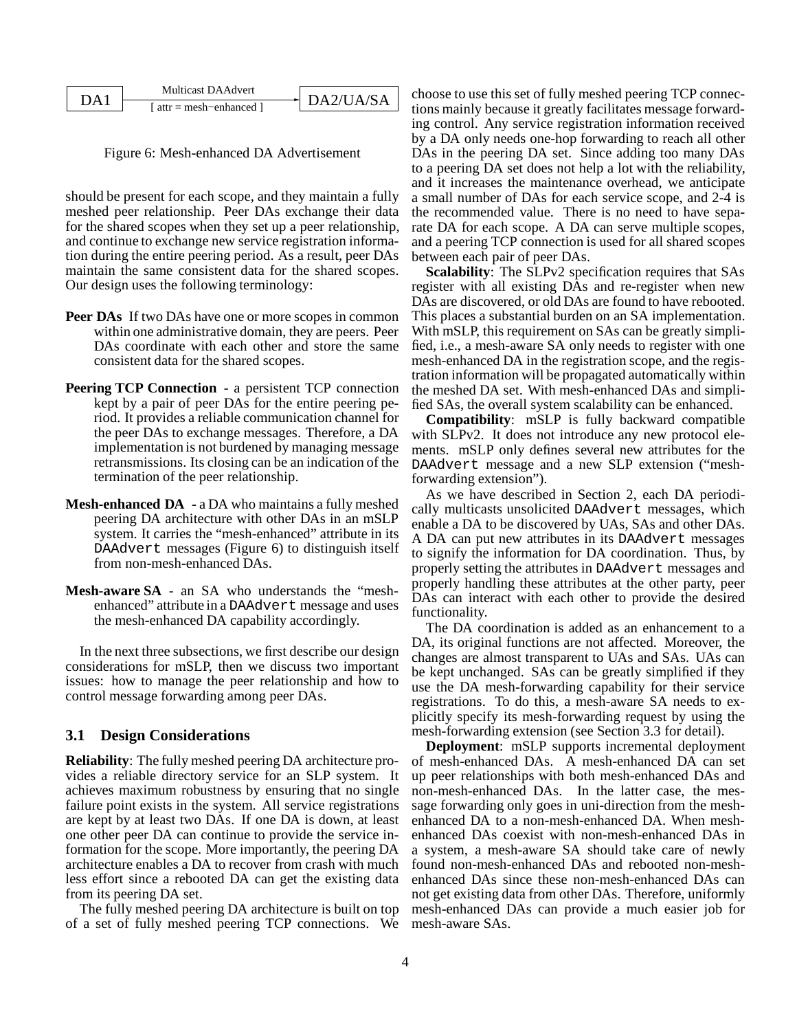DA1 —— Multicast DAAdvert [ attr = mesh−enhanced ] ——> DA2/UA/SA

Figure 6: Mesh-enhanced DA Advertisement

should be present for each scope, and they maintain a fully meshed peer relationship. Peer DAs exchange their data for the shared scopes when they set up a peer relationship, and continue to exchange new service registration information during the entire peering period. As a result, peer DAs maintain the same consistent data for the shared scopes. Our design uses the following terminology:

**Peer DAs** If two DAs have one or more scopes in common within one administrative domain, they are peers. Peer DAs coordinate with each other and store the same consistent data for the shared scopes.

**Peering TCP Connection** - a persistent TCP connection kept by a pair of peer DAs for the entire peering period. It provides a reliable communication channel for the peer DAs to exchange messages. Therefore, a DA implementation is not burdened by managing message retransmissions. Its closing can be an indication of the termination of the peer relationship.

**Mesh-enhanced DA** - a DA who maintains a fully meshed peering DA architecture with other DAs in an mSLP system. It carries the "mesh-enhanced" attribute in its `DAAdvert` messages (Figure 6) to distinguish itself from non-mesh-enhanced DAs.

**Mesh-aware SA** - an SA who understands the "mesh-enhanced" attribute in a `DAAdvert` message and uses the mesh-enhanced DA capability accordingly.

In the next three subsections, we first describe our design considerations for mSLP, then we discuss two important issues: how to manage the peer relationship and how to control message forwarding among peer DAs.

### 3.1 Design Considerations

**Reliability**: The fully meshed peering DA architecture provides a reliable directory service for an SLP system. It achieves maximum robustness by ensuring that no single failure point exists in the system. All service registrations are kept by at least two DAs. If one DA is down, at least one other peer DA can continue to provide the service information for the scope. More importantly, the peering DA architecture enables a DA to recover from crash with much less effort since a rebooted DA can get the existing data from its peering DA set.

The fully meshed peering DA architecture is built on top of a set of fully meshed peering TCP connections. We choose to use this set of fully meshed peering TCP connections mainly because it greatly facilitates message forwarding control. Any service registration information received by a DA only needs one-hop forwarding to reach all other DAs in the peering DA set. Since adding too many DAs to a peering DA set does not help a lot with the reliability, and it increases the maintenance overhead, we anticipate a small number of DAs for each service scope, and 2-4 is the recommended value. There is no need to have separate DA for each scope. A DA can serve multiple scopes, and a peering TCP connection is used for all shared scopes between each pair of peer DAs.

**Scalability**: The SLPv2 specification requires that SAs register with all existing DAs and re-register when new DAs are discovered, or old DAs are found to have rebooted. This places a substantial burden on an SA implementation. With mSLP, this requirement on SAs can be greatly simplified, i.e., a mesh-aware SA only needs to register with one mesh-enhanced DA in the registration scope, and the registration information will be propagated automatically within the meshed DA set. With mesh-enhanced DAs and simplified SAs, the overall system scalability can be enhanced.

**Compatibility**: mSLP is fully backward compatible with SLPv2. It does not introduce any new protocol elements. mSLP only defines several new attributes for the `DAAdvert` message and a new SLP extension ("mesh-forwarding extension").

As we have described in Section 2, each DA periodically multicasts unsolicited `DAAdvert` messages, which enable a DA to be discovered by UAs, SAs and other DAs. A DA can put new attributes in its `DAAdvert` messages to signify the information for DA coordination. Thus, by properly setting the attributes in `DAAdvert` messages and properly handling these attributes at the other party, peer DAs can interact with each other to provide the desired functionality.

The DA coordination is added as an enhancement to a DA, its original functions are not affected. Moreover, the changes are almost transparent to UAs and SAs. UAs can be kept unchanged. SAs can be greatly simplified if they use the DA mesh-forwarding capability for their service registrations. To do this, a mesh-aware SA needs to explicitly specify its mesh-forwarding request by using the mesh-forwarding extension (see Section 3.3 for detail).

**Deployment**: mSLP supports incremental deployment of mesh-enhanced DAs. A mesh-enhanced DA can set up peer relationships with both mesh-enhanced DAs and non-mesh-enhanced DAs. In the latter case, the message forwarding only goes in uni-direction from the mesh-enhanced DA to a non-mesh-enhanced DA. When mesh-enhanced DAs coexist with non-mesh-enhanced DAs in a system, a mesh-aware SA should take care of newly found non-mesh-enhanced DAs and rebooted non-mesh-enhanced DAs since these non-mesh-enhanced DAs can not get existing data from other DAs. Therefore, uniformly mesh-enhanced DAs can provide a much easier job for mesh-aware SAs.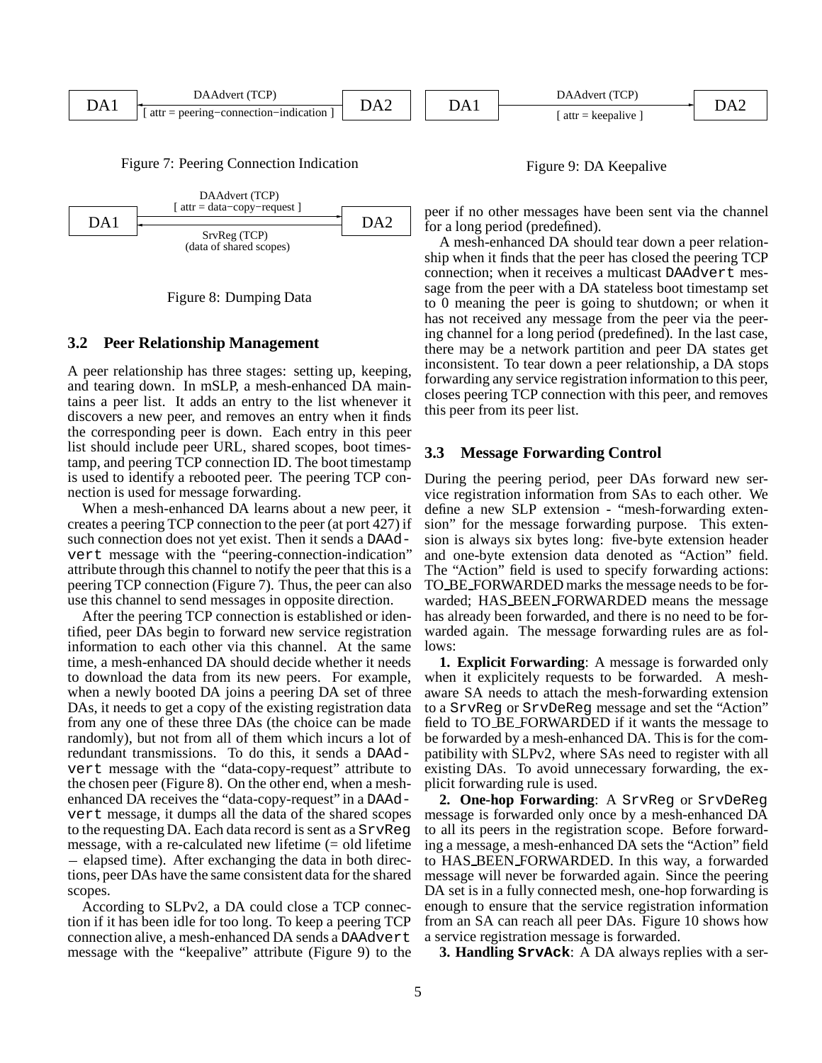DA1 —— DAAdvert (TCP) [ attr = peering−connection−indication ] —— DA2

Figure 7: Peering Connection Indication

DA1 —— DAAdvert (TCP) [ attr = data−copy−request ] / SrvReg (TCP) (data of shared scopes) —— DA2

Figure 8: Dumping Data

### 3.2 Peer Relationship Management

A peer relationship has three stages: setting up, keeping, and tearing down. In mSLP, a mesh-enhanced DA maintains a peer list. It adds an entry to the list whenever it discovers a new peer, and removes an entry when it finds the corresponding peer is down. Each entry in this peer list should include peer URL, shared scopes, boot timestamp, and peering TCP connection ID. The boot timestamp is used to identify a rebooted peer. The peering TCP connection is used for message forwarding.

When a mesh-enhanced DA learns about a new peer, it creates a peering TCP connection to the peer (at port 427) if such connection does not yet exist. Then it sends a `DAAdvert` message with the "peering-connection-indication" attribute through this channel to notify the peer that this is a peering TCP connection (Figure 7). Thus, the peer can also use this channel to send messages in opposite direction.

After the peering TCP connection is established or identified, peer DAs begin to forward new service registration information to each other via this channel. At the same time, a mesh-enhanced DA should decide whether it needs to download the data from its new peers. For example, when a newly booted DA joins a peering DA set of three DAs, it needs to get a copy of the existing registration data from any one of these three DAs (the choice can be made randomly), but not from all of them which incurs a lot of redundant transmissions. To do this, it sends a `DAAdvert` message with the "data-copy-request" attribute to the chosen peer (Figure 8). On the other end, when a mesh-enhanced DA receives the "data-copy-request" in a `DAAdvert` message, it dumps all the data of the shared scopes to the requesting DA. Each data record is sent as a `SrvReg` message, with a re-calculated new lifetime (= old lifetime − elapsed time). After exchanging the data in both directions, peer DAs have the same consistent data for the shared scopes.

According to SLPv2, a DA could close a TCP connection if it has been idle for too long. To keep a peering TCP connection alive, a mesh-enhanced DA sends a `DAAdvert` message with the "keepalive" attribute (Figure 9) to the peer if no other messages have been sent via the channel for a long period (predefined).

DA1 —— DAAdvert (TCP) [ attr = keepalive ] ——> DA2

Figure 9: DA Keepalive

A mesh-enhanced DA should tear down a peer relationship when it finds that the peer has closed the peering TCP connection; when it receives a multicast `DAAdvert` message from the peer with a DA stateless boot timestamp set to 0 meaning the peer is going to shutdown; or when it has not received any message from the peer via the peering channel for a long period (predefined). In the last case, there may be a network partition and peer DA states get inconsistent. To tear down a peer relationship, a DA stops forwarding any service registration information to this peer, closes peering TCP connection with this peer, and removes this peer from its peer list.

### 3.3 Message Forwarding Control

During the peering period, peer DAs forward new service registration information from SAs to each other. We define a new SLP extension - "mesh-forwarding extension" for the message forwarding purpose. This extension is always six bytes long: five-byte extension header and one-byte extension data denoted as "Action" field. The "Action" field is used to specify forwarding actions: TO_BE_FORWARDED marks the message needs to be forwarded; HAS_BEEN_FORWARDED means the message has already been forwarded, and there is no need to be forwarded again. The message forwarding rules are as follows:

**1. Explicit Forwarding**: A message is forwarded only when it explicitly requests to be forwarded. A mesh-aware SA needs to attach the mesh-forwarding extension to a `SrvReg` or `SrvDeReg` message and set the "Action" field to TO_BE_FORWARDED if it wants the message to be forwarded by a mesh-enhanced DA. This is for the compatibility with SLPv2, where SAs need to register with all existing DAs. To avoid unnecessary forwarding, the explicit forwarding rule is used.

**2. One-hop Forwarding**: A `SrvReg` or `SrvDeReg` message is forwarded only once by a mesh-enhanced DA to all its peers in the registration scope. Before forwarding a message, a mesh-enhanced DA sets the "Action" field to HAS_BEEN_FORWARDED. In this way, a forwarded message will never be forwarded again. Since the peering DA set is in a fully connected mesh, one-hop forwarding is enough to ensure that the service registration information from an SA can reach all peer DAs. Figure 10 shows how a service registration message is forwarded.

**3. Handling `SrvAck`**: A DA always replies with a ser-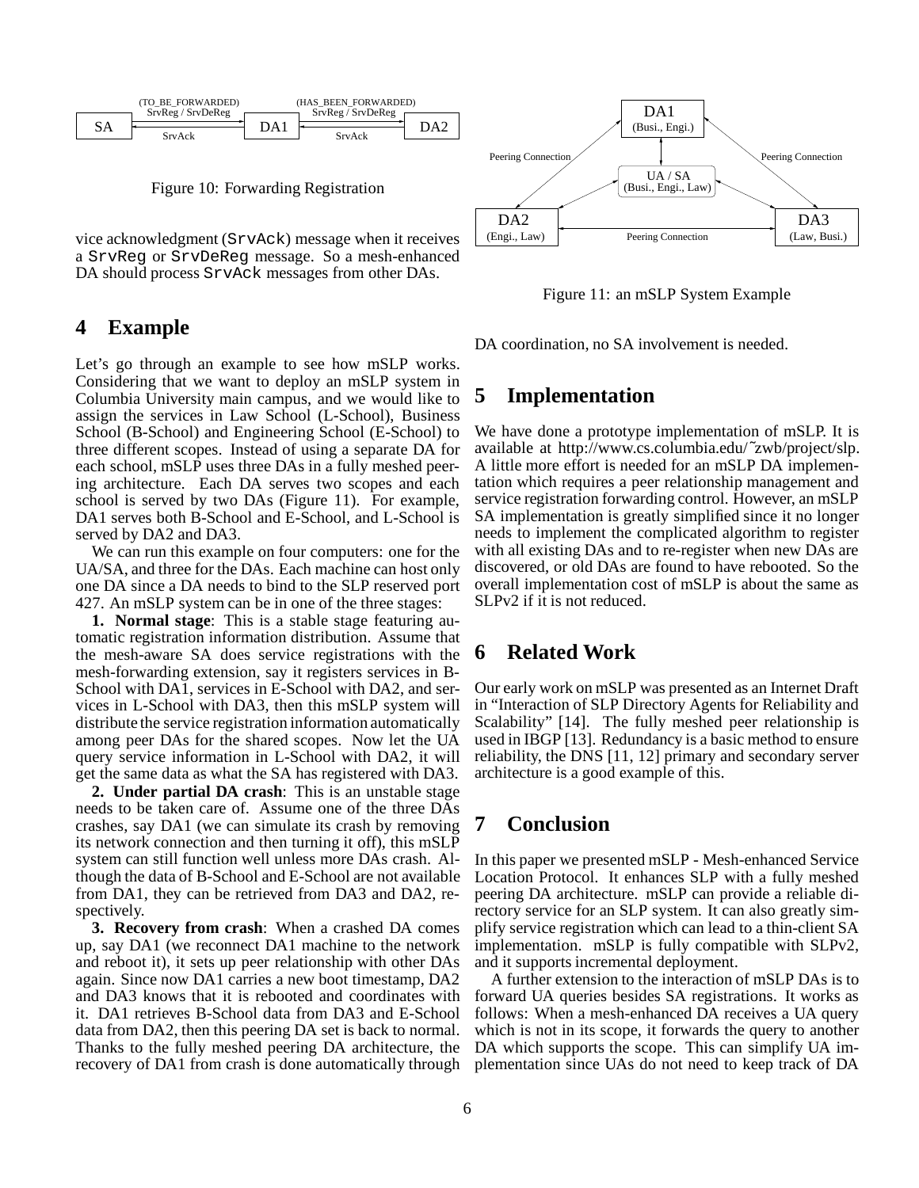Figure 10: Forwarding Registration

vice acknowledgment (SrvAck) message when it receives a SrvReg or SrvDeReg message. So a mesh-enhanced DA should process SrvAck messages from other DAs.

## 4 Example

Let's go through an example to see how mSLP works. Considering that we want to deploy an mSLP system in Columbia University main campus, and we would like to assign the services in Law School (L-School), Business School (B-School) and Engineering School (E-School) to three different scopes. Instead of using a separate DA for each school, mSLP uses three DAs in a fully meshed peering architecture. Each DA serves two scopes and each school is served by two DAs (Figure 11). For example, DA1 serves both B-School and E-School, and L-School is served by DA2 and DA3.

We can run this example on four computers: one for the UA/SA, and three for the DAs. Each machine can host only one DA since a DA needs to bind to the SLP reserved port 427. An mSLP system can be in one of the three stages:

**1. Normal stage**: This is a stable stage featuring automatic registration information distribution. Assume that the mesh-aware SA does service registrations with the mesh-forwarding extension, say it registers services in B-School with DA1, services in E-School with DA2, and services in L-School with DA3, then this mSLP system will distribute the service registration information automatically among peer DAs for the shared scopes. Now let the UA query service information in L-School with DA2, it will get the same data as what the SA has registered with DA3.

**2. Under partial DA crash**: This is an unstable stage needs to be taken care of. Assume one of the three DAs crashes, say DA1 (we can simulate its crash by removing its network connection and then turning it off), this mSLP system can still function well unless more DAs crash. Although the data of B-School and E-School are not available from DA1, they can be retrieved from DA3 and DA2, respectively.

**3. Recovery from crash**: When a crashed DA comes up, say DA1 (we reconnect DA1 machine to the network and reboot it), it sets up peer relationship with other DAs again. Since now DA1 carries a new boot timestamp, DA2 and DA3 knows that it is rebooted and coordinates with it. DA1 retrieves B-School data from DA3 and E-School data from DA2, then this peering DA set is back to normal. Thanks to the fully meshed peering DA architecture, the recovery of DA1 from crash is done automatically through DA coordination, no SA involvement is needed.

Figure 11: an mSLP System Example

## 5 Implementation

We have done a prototype implementation of mSLP. It is available at http://www.cs.columbia.edu/~zwb/project/slp. A little more effort is needed for an mSLP DA implementation which requires a peer relationship management and service registration forwarding control. However, an mSLP SA implementation is greatly simplified since it no longer needs to implement the complicated algorithm to register with all existing DAs and to re-register when new DAs are discovered, or old DAs are found to have rebooted. So the overall implementation cost of mSLP is about the same as SLPv2 if it is not reduced.

## 6 Related Work

Our early work on mSLP was presented as an Internet Draft in "Interaction of SLP Directory Agents for Reliability and Scalability" [14]. The fully meshed peer relationship is used in IBGP [13]. Redundancy is a basic method to ensure reliability, the DNS [11, 12] primary and secondary server architecture is a good example of this.

## 7 Conclusion

In this paper we presented mSLP - Mesh-enhanced Service Location Protocol. It enhances SLP with a fully meshed peering DA architecture. mSLP can provide a reliable directory service for an SLP system. It can also greatly simplify service registration which can lead to a thin-client SA implementation. mSLP is fully compatible with SLPv2, and it supports incremental deployment.

A further extension to the interaction of mSLP DAs is to forward UA queries besides SA registrations. It works as follows: When a mesh-enhanced DA receives a UA query which is not in its scope, it forwards the query to another DA which supports the scope. This can simplify UA implementation since UAs do not need to keep track of DA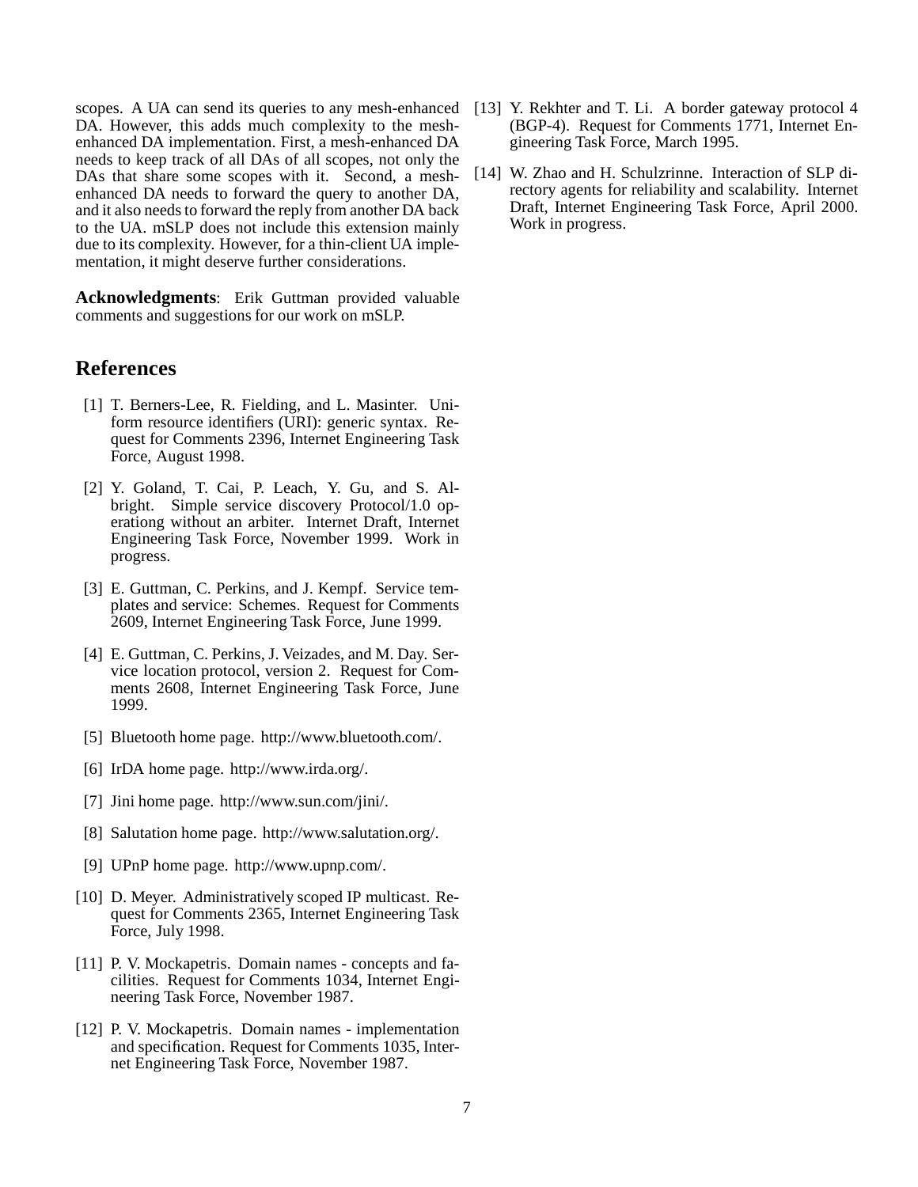scopes. A UA can send its queries to any mesh-enhanced DA. However, this adds much complexity to the mesh-enhanced DA implementation. First, a mesh-enhanced DA needs to keep track of all DAs of all scopes, not only the DAs that share some scopes with it. Second, a mesh-enhanced DA needs to forward the query to another DA, and it also needs to forward the reply from another DA back to the UA. mSLP does not include this extension mainly due to its complexity. However, for a thin-client UA implementation, it might deserve further considerations.

**Acknowledgments**: Erik Guttman provided valuable comments and suggestions for our work on mSLP.

## References

[1] T. Berners-Lee, R. Fielding, and L. Masinter. Uniform resource identifiers (URI): generic syntax. Request for Comments 2396, Internet Engineering Task Force, August 1998.

[2] Y. Goland, T. Cai, P. Leach, Y. Gu, and S. Albright. Simple service discovery Protocol/1.0 operationg without an arbiter. Internet Draft, Internet Engineering Task Force, November 1999. Work in progress.

[3] E. Guttman, C. Perkins, and J. Kempf. Service templates and service: Schemes. Request for Comments 2609, Internet Engineering Task Force, June 1999.

[4] E. Guttman, C. Perkins, J. Veizades, and M. Day. Service location protocol, version 2. Request for Comments 2608, Internet Engineering Task Force, June 1999.

[5] Bluetooth home page. http://www.bluetooth.com/.

[6] IrDA home page. http://www.irda.org/.

[7] Jini home page. http://www.sun.com/jini/.

[8] Salutation home page. http://www.salutation.org/.

[9] UPnP home page. http://www.upnp.com/.

[10] D. Meyer. Administratively scoped IP multicast. Request for Comments 2365, Internet Engineering Task Force, July 1998.

[11] P. V. Mockapetris. Domain names - concepts and facilities. Request for Comments 1034, Internet Engineering Task Force, November 1987.

[12] P. V. Mockapetris. Domain names - implementation and specification. Request for Comments 1035, Internet Engineering Task Force, November 1987.

[13] Y. Rekhter and T. Li. A border gateway protocol 4 (BGP-4). Request for Comments 1771, Internet Engineering Task Force, March 1995.

[14] W. Zhao and H. Schulzrinne. Interaction of SLP directory agents for reliability and scalability. Internet Draft, Internet Engineering Task Force, April 2000. Work in progress.